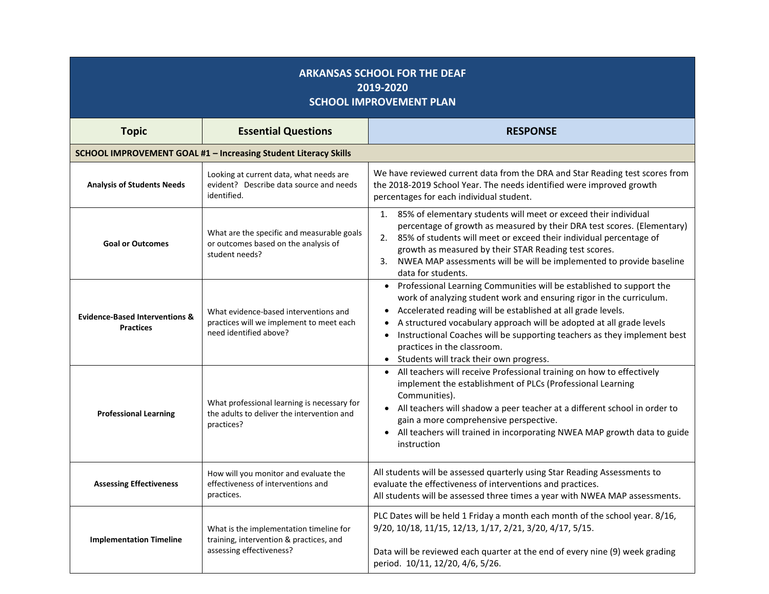| ARKANSAS SCHOOL FOR THE DEAF<br>2019-2020<br>SCHOOL IMPROVEMENT PLAN | | |
|---|---|---|
| **Topic** | **Essential Questions** | **RESPONSE** |
| **SCHOOL IMPROVEMENT GOAL #1 – Increasing Student Literacy Skills** | | |
| **Analysis of Students Needs** | Looking at current data, what needs are evident? Describe data source and needs identified. | We have reviewed current data from the DRA and Star Reading test scores from the 2018-2019 School Year. The needs identified were improved growth percentages for each individual student. |
| **Goal or Outcomes** | What are the specific and measurable goals or outcomes based on the analysis of student needs? | 1. 85% of elementary students will meet or exceed their individual percentage of growth as measured by their DRA test scores. (Elementary)<br>2. 85% of students will meet or exceed their individual percentage of growth as measured by their STAR Reading test scores.<br>3. NWEA MAP assessments will be will be implemented to provide baseline data for students. |
| **Evidence-Based Interventions & Practices** | What evidence-based interventions and practices will we implement to meet each need identified above? | • Professional Learning Communities will be established to support the work of analyzing student work and ensuring rigor in the curriculum.<br>• Accelerated reading will be established at all grade levels.<br>• A structured vocabulary approach will be adopted at all grade levels<br>• Instructional Coaches will be supporting teachers as they implement best practices in the classroom.<br>• Students will track their own progress. |
| **Professional Learning** | What professional learning is necessary for the adults to deliver the intervention and practices? | • All teachers will receive Professional training on how to effectively implement the establishment of PLCs (Professional Learning Communities).<br>• All teachers will shadow a peer teacher at a different school in order to gain a more comprehensive perspective.<br>• All teachers will trained in incorporating NWEA MAP growth data to guide instruction |
| **Assessing Effectiveness** | How will you monitor and evaluate the effectiveness of interventions and practices. | All students will be assessed quarterly using Star Reading Assessments to evaluate the effectiveness of interventions and practices.<br>All students will be assessed three times a year with NWEA MAP assessments. |
| **Implementation Timeline** | What is the implementation timeline for training, intervention & practices, and assessing effectiveness? | PLC Dates will be held 1 Friday a month each month of the school year. 8/16, 9/20, 10/18, 11/15, 12/13, 1/17, 2/21, 3/20, 4/17, 5/15.<br><br>Data will be reviewed each quarter at the end of every nine (9) week grading period. 10/11, 12/20, 4/6, 5/26. |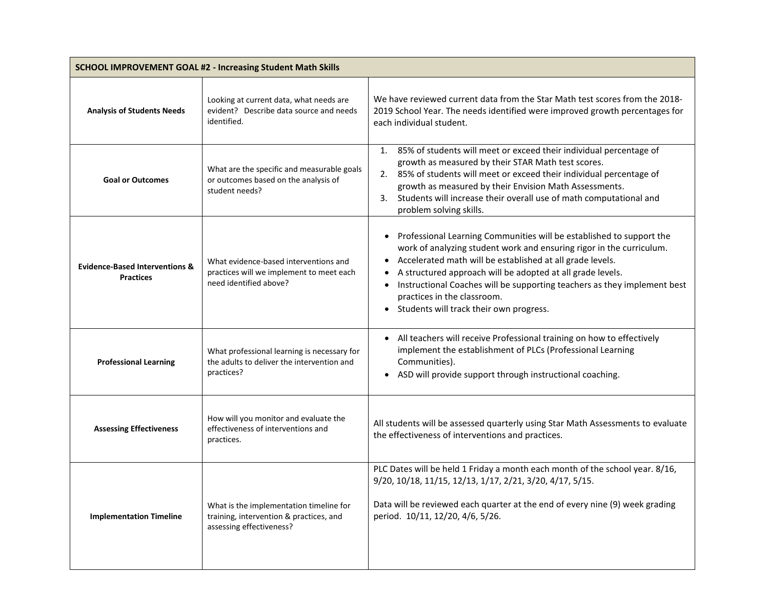| SCHOOL IMPROVEMENT GOAL #2 - Increasing Student Math Skills | | |
|---|---|---|
| **Analysis of Students Needs** | Looking at current data, what needs are evident? Describe data source and needs identified. | We have reviewed current data from the Star Math test scores from the 2018-2019 School Year. The needs identified were improved growth percentages for each individual student. |
| **Goal or Outcomes** | What are the specific and measurable goals or outcomes based on the analysis of student needs? | 1. 85% of students will meet or exceed their individual percentage of growth as measured by their STAR Math test scores.<br>2. 85% of students will meet or exceed their individual percentage of growth as measured by their Envision Math Assessments.<br>3. Students will increase their overall use of math computational and problem solving skills. |
| **Evidence-Based Interventions & Practices** | What evidence-based interventions and practices will we implement to meet each need identified above? | • Professional Learning Communities will be established to support the work of analyzing student work and ensuring rigor in the curriculum.<br>• Accelerated math will be established at all grade levels.<br>• A structured approach will be adopted at all grade levels.<br>• Instructional Coaches will be supporting teachers as they implement best practices in the classroom.<br>• Students will track their own progress. |
| **Professional Learning** | What professional learning is necessary for the adults to deliver the intervention and practices? | • All teachers will receive Professional training on how to effectively implement the establishment of PLCs (Professional Learning Communities).<br>• ASD will provide support through instructional coaching. |
| **Assessing Effectiveness** | How will you monitor and evaluate the effectiveness of interventions and practices. | All students will be assessed quarterly using Star Math Assessments to evaluate the effectiveness of interventions and practices. |
| **Implementation Timeline** | What is the implementation timeline for training, intervention & practices, and assessing effectiveness? | PLC Dates will be held 1 Friday a month each month of the school year. 8/16, 9/20, 10/18, 11/15, 12/13, 1/17, 2/21, 3/20, 4/17, 5/15.<br><br>Data will be reviewed each quarter at the end of every nine (9) week grading period. 10/11, 12/20, 4/6, 5/26. |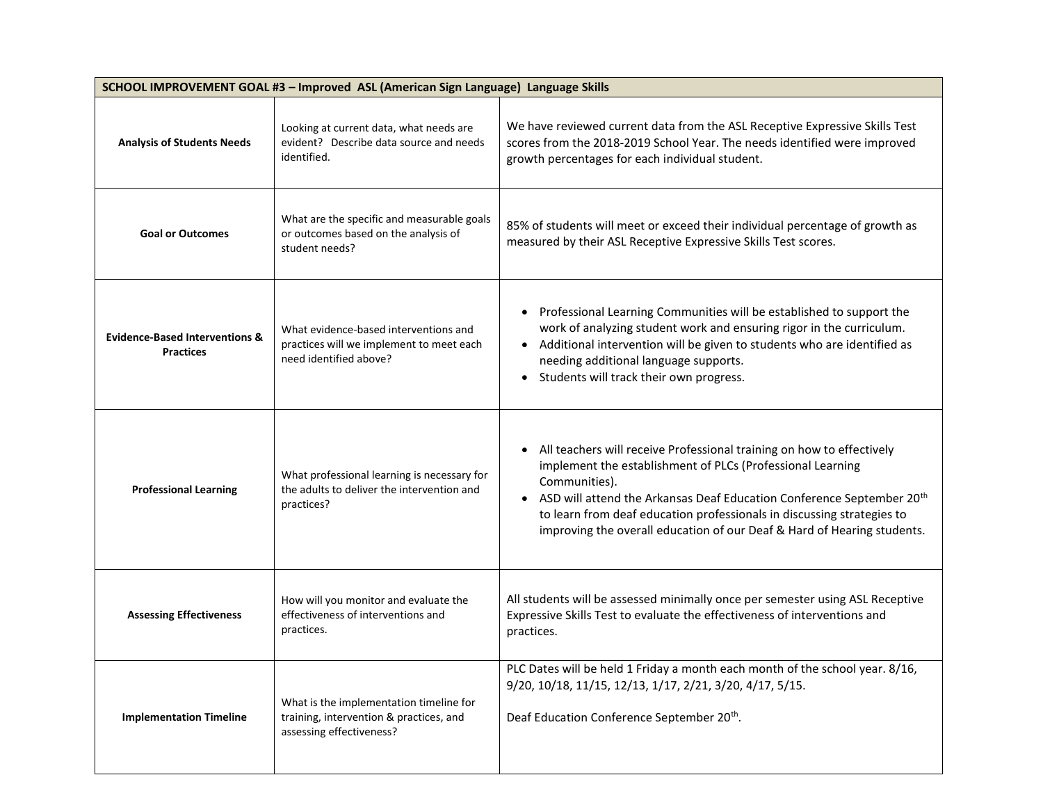| SCHOOL IMPROVEMENT GOAL #3 – Improved ASL (American Sign Language) Language Skills | | |
|---|---|---|
| **Analysis of Students Needs** | Looking at current data, what needs are evident? Describe data source and needs identified. | We have reviewed current data from the ASL Receptive Expressive Skills Test scores from the 2018-2019 School Year. The needs identified were improved growth percentages for each individual student. |
| **Goal or Outcomes** | What are the specific and measurable goals or outcomes based on the analysis of student needs? | 85% of students will meet or exceed their individual percentage of growth as measured by their ASL Receptive Expressive Skills Test scores. |
| **Evidence-Based Interventions & Practices** | What evidence-based interventions and practices will we implement to meet each need identified above? | • Professional Learning Communities will be established to support the work of analyzing student work and ensuring rigor in the curriculum.<br>• Additional intervention will be given to students who are identified as needing additional language supports.<br>• Students will track their own progress. |
| **Professional Learning** | What professional learning is necessary for the adults to deliver the intervention and practices? | • All teachers will receive Professional training on how to effectively implement the establishment of PLCs (Professional Learning Communities).<br>• ASD will attend the Arkansas Deaf Education Conference September 20th to learn from deaf education professionals in discussing strategies to improving the overall education of our Deaf & Hard of Hearing students. |
| **Assessing Effectiveness** | How will you monitor and evaluate the effectiveness of interventions and practices. | All students will be assessed minimally once per semester using ASL Receptive Expressive Skills Test to evaluate the effectiveness of interventions and practices. |
| **Implementation Timeline** | What is the implementation timeline for training, intervention & practices, and assessing effectiveness? | PLC Dates will be held 1 Friday a month each month of the school year. 8/16, 9/20, 10/18, 11/15, 12/13, 1/17, 2/21, 3/20, 4/17, 5/15.<br><br>Deaf Education Conference September 20th. |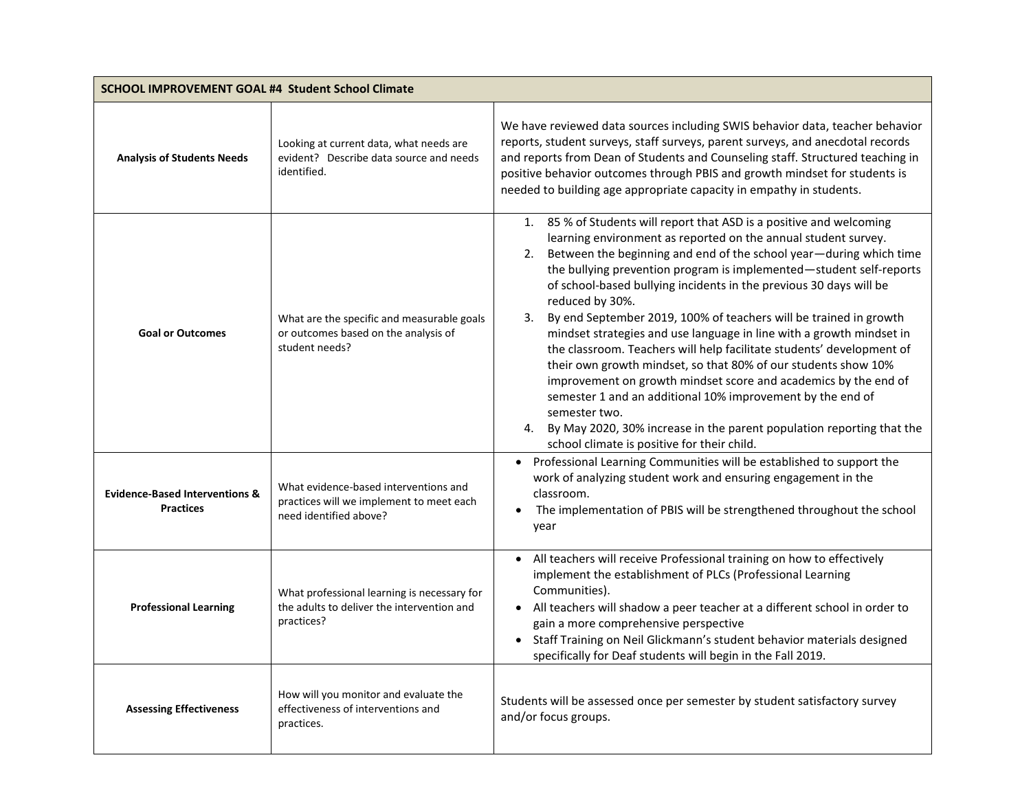| SCHOOL IMPROVEMENT GOAL #4 Student School Climate | | |
|---|---|---|
| **Analysis of Students Needs** | Looking at current data, what needs are evident? Describe data source and needs identified. | We have reviewed data sources including SWIS behavior data, teacher behavior reports, student surveys, staff surveys, parent surveys, and anecdotal records and reports from Dean of Students and Counseling staff. Structured teaching in positive behavior outcomes through PBIS and growth mindset for students is needed to building age appropriate capacity in empathy in students. |
| **Goal or Outcomes** | What are the specific and measurable goals or outcomes based on the analysis of student needs? | 1. 85 % of Students will report that ASD is a positive and welcoming learning environment as reported on the annual student survey.<br>2. Between the beginning and end of the school year—during which time the bullying prevention program is implemented—student self-reports of school-based bullying incidents in the previous 30 days will be reduced by 30%.<br>3. By end September 2019, 100% of teachers will be trained in growth mindset strategies and use language in line with a growth mindset in the classroom. Teachers will help facilitate students' development of their own growth mindset, so that 80% of our students show 10% improvement on growth mindset score and academics by the end of semester 1 and an additional 10% improvement by the end of semester two.<br>4. By May 2020, 30% increase in the parent population reporting that the school climate is positive for their child. |
| **Evidence-Based Interventions & Practices** | What evidence-based interventions and practices will we implement to meet each need identified above? | • Professional Learning Communities will be established to support the work of analyzing student work and ensuring engagement in the classroom.<br>• The implementation of PBIS will be strengthened throughout the school year |
| **Professional Learning** | What professional learning is necessary for the adults to deliver the intervention and practices? | • All teachers will receive Professional training on how to effectively implement the establishment of PLCs (Professional Learning Communities).<br>• All teachers will shadow a peer teacher at a different school in order to gain a more comprehensive perspective<br>• Staff Training on Neil Glickmann's student behavior materials designed specifically for Deaf students will begin in the Fall 2019. |
| **Assessing Effectiveness** | How will you monitor and evaluate the effectiveness of interventions and practices. | Students will be assessed once per semester by student satisfactory survey and/or focus groups. |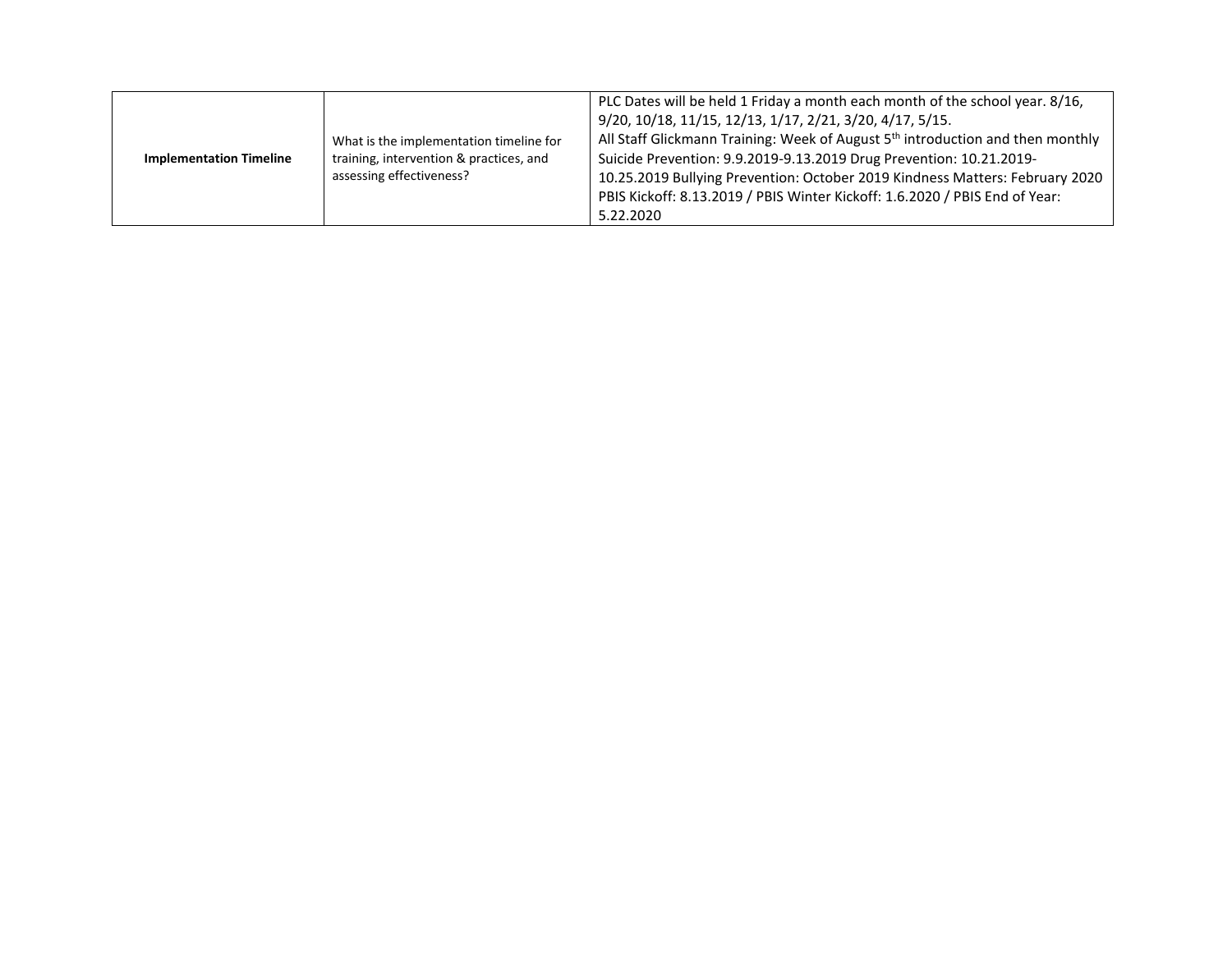| | | |
|---|---|---|
| **Implementation Timeline** | What is the implementation timeline for training, intervention & practices, and assessing effectiveness? | PLC Dates will be held 1 Friday a month each month of the school year. 8/16, 9/20, 10/18, 11/15, 12/13, 1/17, 2/21, 3/20, 4/17, 5/15.<br>All Staff Glickmann Training: Week of August 5th introduction and then monthly Suicide Prevention: 9.9.2019-9.13.2019 Drug Prevention: 10.21.2019-10.25.2019 Bullying Prevention: October 2019 Kindness Matters: February 2020 PBIS Kickoff: 8.13.2019 / PBIS Winter Kickoff: 1.6.2020 / PBIS End of Year: 5.22.2020 |